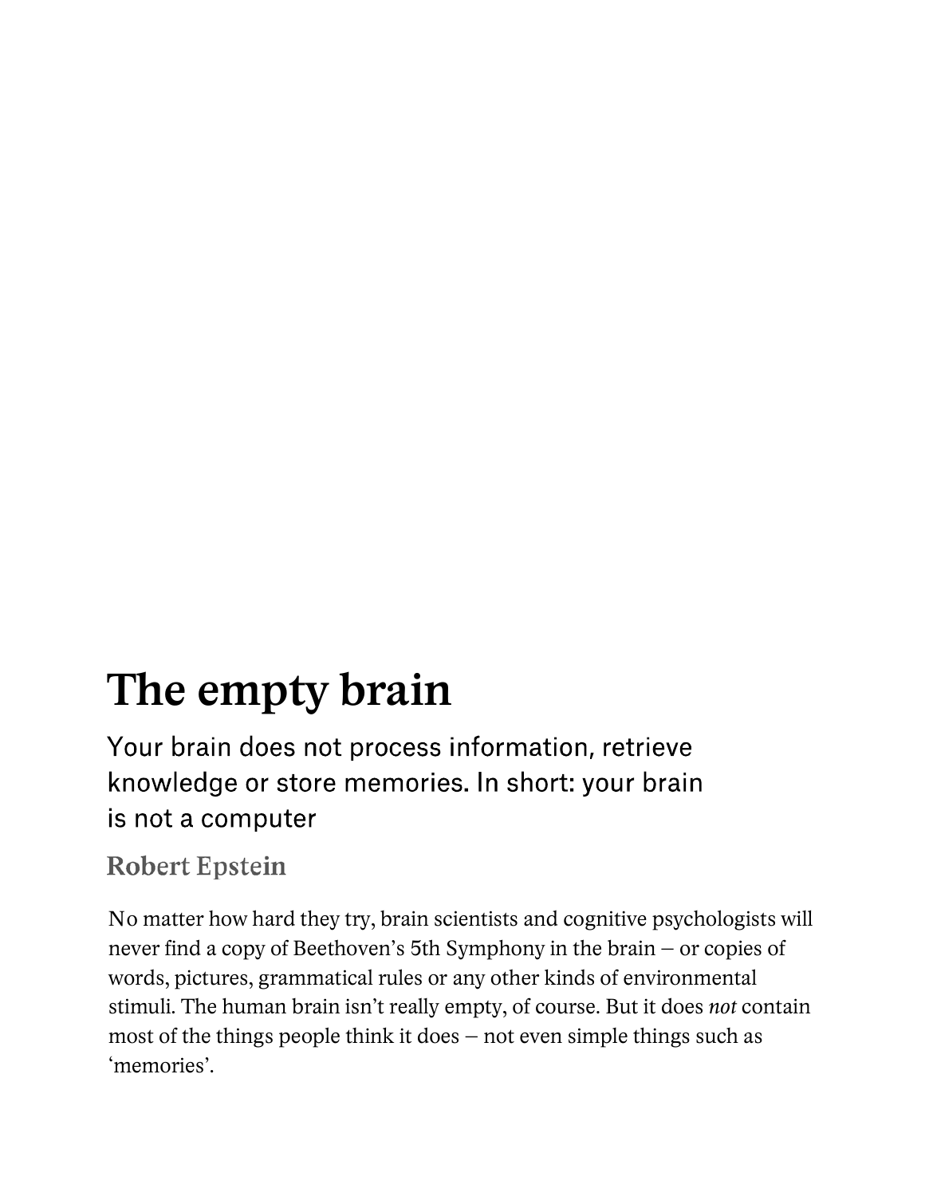# The empty brain

Your brain does not process information, retrieve knowledge or store memories. In short: your brain is not a computer

**Robert Epstein**

No matter how hard they try, brain scientists and cognitive psychologists will never find a copy of Beethoven's 5th Symphony in the brain – or copies of words, pictures, grammatical rules or any other kinds of environmental stimuli. The human brain isn't really empty, of course. But it does *not* contain most of the things people think it does – not even simple things such as 'memories'.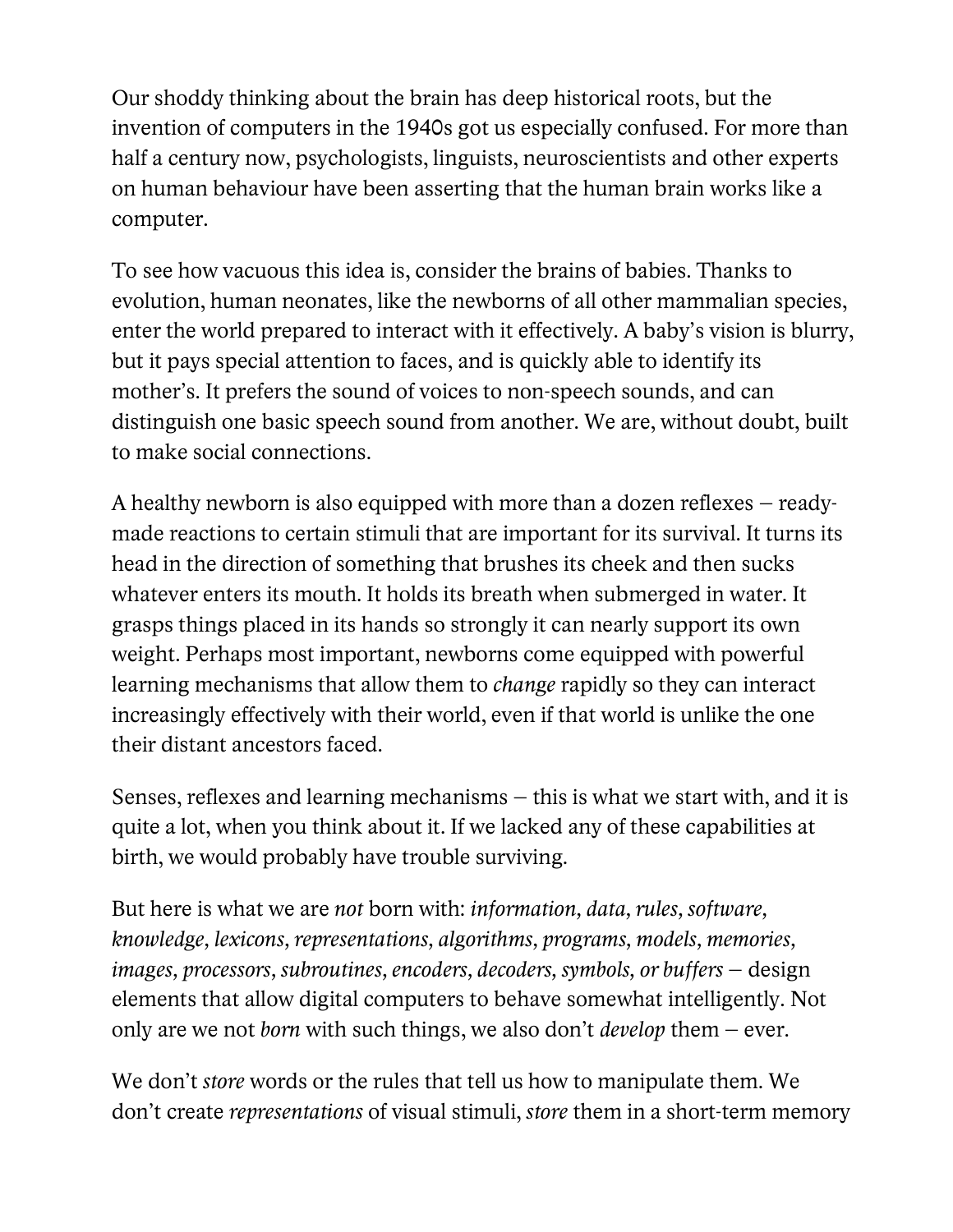Our shoddy thinking about the brain has deep historical roots, but the invention of computers in the 1940s got us especially confused. For more than half a century now, psychologists, linguists, neuroscientists and other experts on human behaviour have been asserting that the human brain works like a computer.

To see how vacuous this idea is, consider the brains of babies. Thanks to evolution, human neonates, like the newborns of all other mammalian species, enter the world prepared to interact with it effectively. A baby's vision is blurry, but it pays special attention to faces, and is quickly able to identify its mother's. It prefers the sound of voices to non-speech sounds, and can distinguish one basic speech sound from another. We are, without doubt, built to make social connections.

A healthy newborn is also equipped with more than a dozen reflexes – ready-made reactions to certain stimuli that are important for its survival. It turns its head in the direction of something that brushes its cheek and then sucks whatever enters its mouth. It holds its breath when submerged in water. It grasps things placed in its hands so strongly it can nearly support its own weight. Perhaps most important, newborns come equipped with powerful learning mechanisms that allow them to *change* rapidly so they can interact increasingly effectively with their world, even if that world is unlike the one their distant ancestors faced.

Senses, reflexes and learning mechanisms – this is what we start with, and it is quite a lot, when you think about it. If we lacked any of these capabilities at birth, we would probably have trouble surviving.

But here is what we are *not* born with: *information, data, rules, software, knowledge, lexicons, representations, algorithms, programs, models, memories, images, processors, subroutines, encoders, decoders, symbols, or buffers* – design elements that allow digital computers to behave somewhat intelligently. Not only are we not *born* with such things, we also don't *develop* them – ever.

We don't *store* words or the rules that tell us how to manipulate them. We don't create *representations* of visual stimuli, *store* them in a short-term memory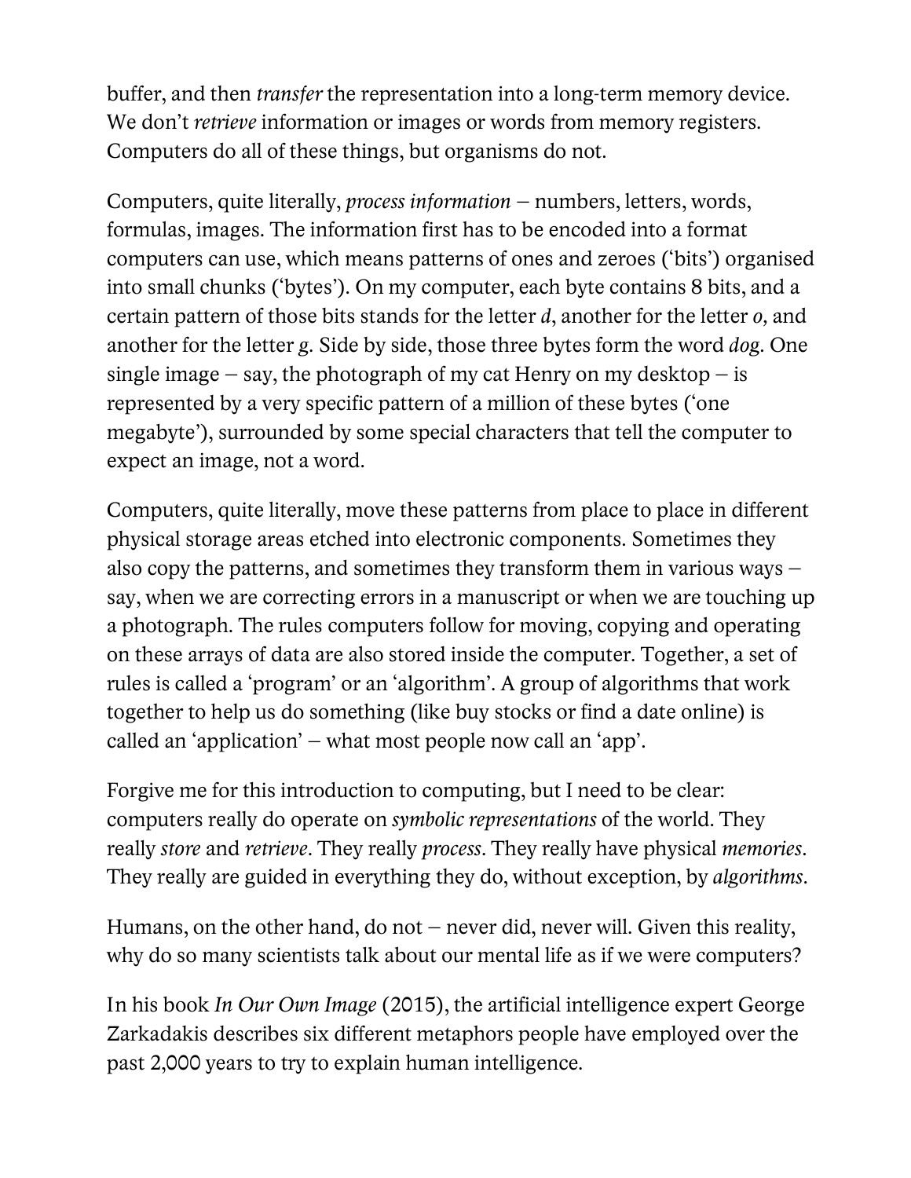buffer, and then *transfer* the representation into a long-term memory device. We don't *retrieve* information or images or words from memory registers. Computers do all of these things, but organisms do not.

Computers, quite literally, *process information* – numbers, letters, words, formulas, images. The information first has to be encoded into a format computers can use, which means patterns of ones and zeroes ('bits') organised into small chunks ('bytes'). On my computer, each byte contains 8 bits, and a certain pattern of those bits stands for the letter *d*, another for the letter *o*, and another for the letter *g*. Side by side, those three bytes form the word *dog*. One single image – say, the photograph of my cat Henry on my desktop – is represented by a very specific pattern of a million of these bytes ('one megabyte'), surrounded by some special characters that tell the computer to expect an image, not a word.

Computers, quite literally, move these patterns from place to place in different physical storage areas etched into electronic components. Sometimes they also copy the patterns, and sometimes they transform them in various ways – say, when we are correcting errors in a manuscript or when we are touching up a photograph. The rules computers follow for moving, copying and operating on these arrays of data are also stored inside the computer. Together, a set of rules is called a 'program' or an 'algorithm'. A group of algorithms that work together to help us do something (like buy stocks or find a date online) is called an 'application' – what most people now call an 'app'.

Forgive me for this introduction to computing, but I need to be clear: computers really do operate on *symbolic representations* of the world. They really *store* and *retrieve*. They really *process*. They really have physical *memories*. They really are guided in everything they do, without exception, by *algorithms*.

Humans, on the other hand, do not – never did, never will. Given this reality, why do so many scientists talk about our mental life as if we were computers?

In his book *In Our Own Image* (2015), the artificial intelligence expert George Zarkadakis describes six different metaphors people have employed over the past 2,000 years to try to explain human intelligence.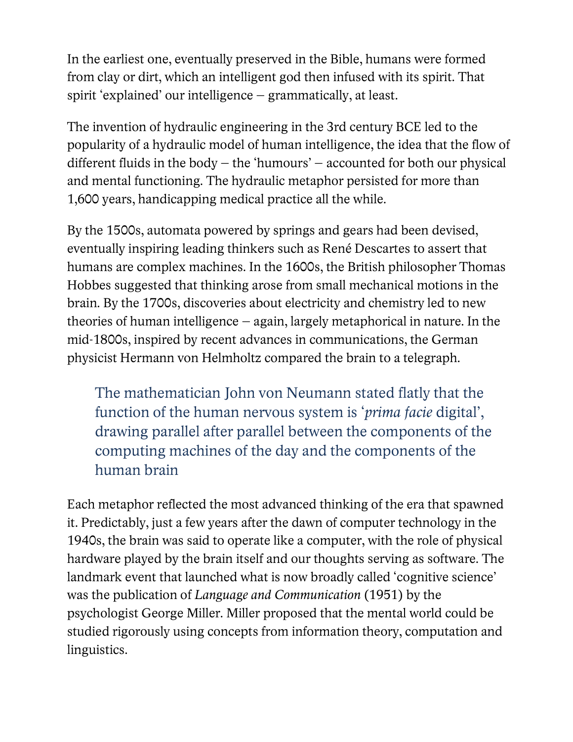In the earliest one, eventually preserved in the Bible, humans were formed from clay or dirt, which an intelligent god then infused with its spirit. That spirit 'explained' our intelligence – grammatically, at least.

The invention of hydraulic engineering in the 3rd century BCE led to the popularity of a hydraulic model of human intelligence, the idea that the flow of different fluids in the body – the 'humours' – accounted for both our physical and mental functioning. The hydraulic metaphor persisted for more than 1,600 years, handicapping medical practice all the while.

By the 1500s, automata powered by springs and gears had been devised, eventually inspiring leading thinkers such as René Descartes to assert that humans are complex machines. In the 1600s, the British philosopher Thomas Hobbes suggested that thinking arose from small mechanical motions in the brain. By the 1700s, discoveries about electricity and chemistry led to new theories of human intelligence – again, largely metaphorical in nature. In the mid-1800s, inspired by recent advances in communications, the German physicist Hermann von Helmholtz compared the brain to a telegraph.

> The mathematician John von Neumann stated flatly that the function of the human nervous system is '*prima facie* digital', drawing parallel after parallel between the components of the computing machines of the day and the components of the human brain

Each metaphor reflected the most advanced thinking of the era that spawned it. Predictably, just a few years after the dawn of computer technology in the 1940s, the brain was said to operate like a computer, with the role of physical hardware played by the brain itself and our thoughts serving as software. The landmark event that launched what is now broadly called 'cognitive science' was the publication of *Language and Communication* (1951) by the psychologist George Miller. Miller proposed that the mental world could be studied rigorously using concepts from information theory, computation and linguistics.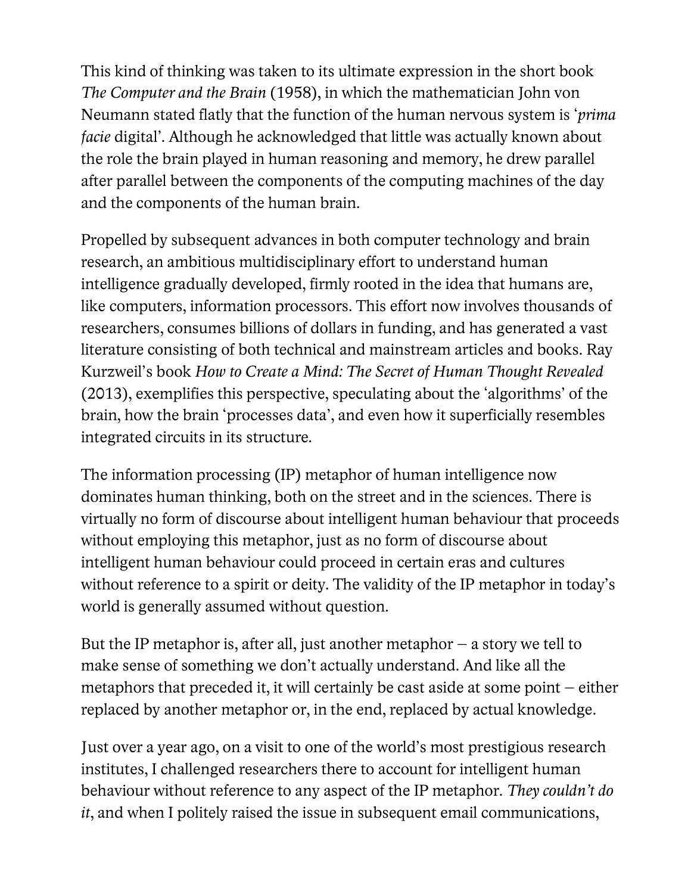This kind of thinking was taken to its ultimate expression in the short book *The Computer and the Brain* (1958), in which the mathematician John von Neumann stated flatly that the function of the human nervous system is '*prima facie* digital'. Although he acknowledged that little was actually known about the role the brain played in human reasoning and memory, he drew parallel after parallel between the components of the computing machines of the day and the components of the human brain.

Propelled by subsequent advances in both computer technology and brain research, an ambitious multidisciplinary effort to understand human intelligence gradually developed, firmly rooted in the idea that humans are, like computers, information processors. This effort now involves thousands of researchers, consumes billions of dollars in funding, and has generated a vast literature consisting of both technical and mainstream articles and books. Ray Kurzweil's book *How to Create a Mind: The Secret of Human Thought Revealed* (2013), exemplifies this perspective, speculating about the 'algorithms' of the brain, how the brain 'processes data', and even how it superficially resembles integrated circuits in its structure.

The information processing (IP) metaphor of human intelligence now dominates human thinking, both on the street and in the sciences. There is virtually no form of discourse about intelligent human behaviour that proceeds without employing this metaphor, just as no form of discourse about intelligent human behaviour could proceed in certain eras and cultures without reference to a spirit or deity. The validity of the IP metaphor in today's world is generally assumed without question.

But the IP metaphor is, after all, just another metaphor – a story we tell to make sense of something we don't actually understand. And like all the metaphors that preceded it, it will certainly be cast aside at some point – either replaced by another metaphor or, in the end, replaced by actual knowledge.

Just over a year ago, on a visit to one of the world's most prestigious research institutes, I challenged researchers there to account for intelligent human behaviour without reference to any aspect of the IP metaphor. *They couldn't do it*, and when I politely raised the issue in subsequent email communications,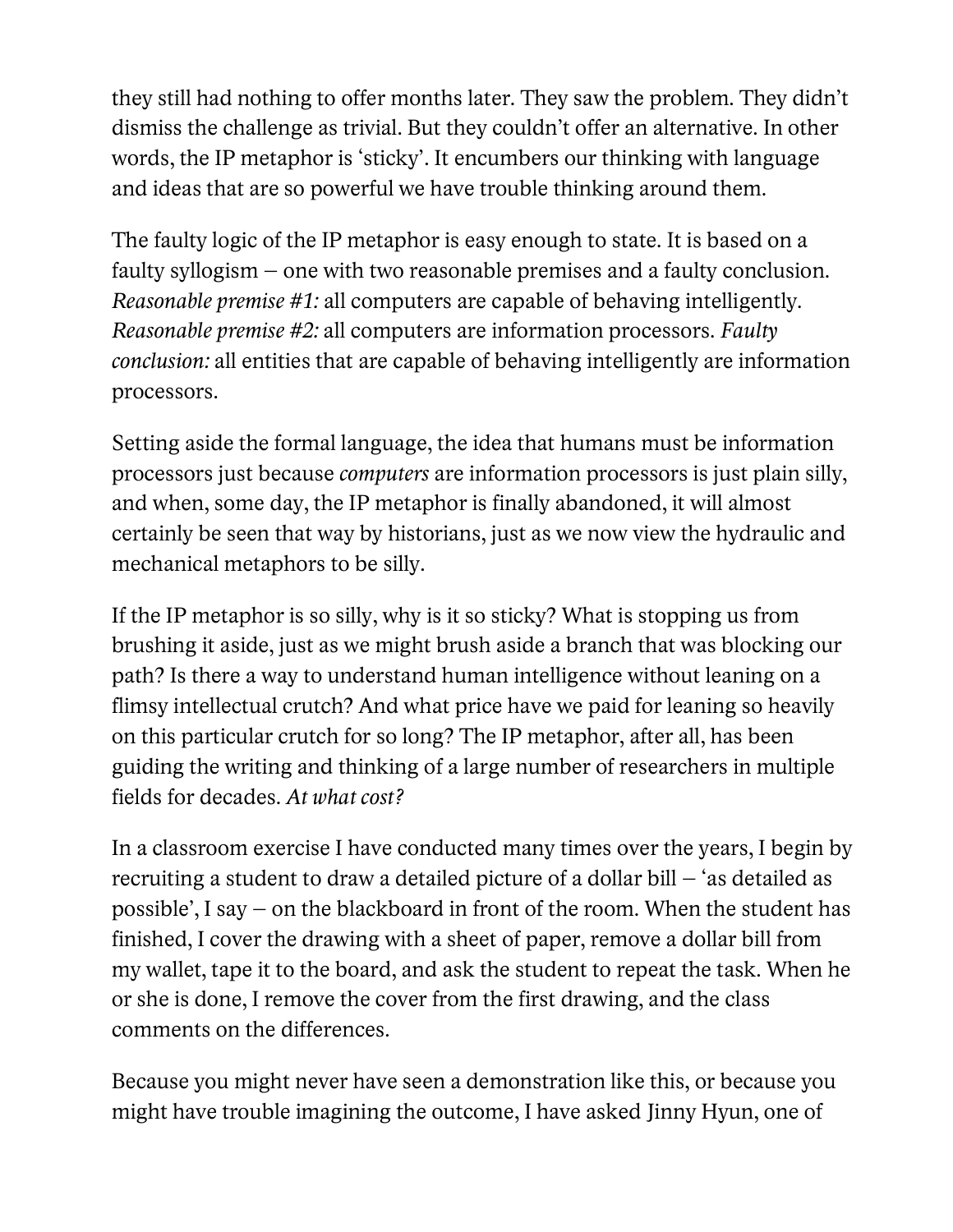they still had nothing to offer months later. They saw the problem. They didn't dismiss the challenge as trivial. But they couldn't offer an alternative. In other words, the IP metaphor is 'sticky'. It encumbers our thinking with language and ideas that are so powerful we have trouble thinking around them.

The faulty logic of the IP metaphor is easy enough to state. It is based on a faulty syllogism – one with two reasonable premises and a faulty conclusion. *Reasonable premise #1:* all computers are capable of behaving intelligently. *Reasonable premise #2:* all computers are information processors. *Faulty conclusion:* all entities that are capable of behaving intelligently are information processors.

Setting aside the formal language, the idea that humans must be information processors just because *computers* are information processors is just plain silly, and when, some day, the IP metaphor is finally abandoned, it will almost certainly be seen that way by historians, just as we now view the hydraulic and mechanical metaphors to be silly.

If the IP metaphor is so silly, why is it so sticky? What is stopping us from brushing it aside, just as we might brush aside a branch that was blocking our path? Is there a way to understand human intelligence without leaning on a flimsy intellectual crutch? And what price have we paid for leaning so heavily on this particular crutch for so long? The IP metaphor, after all, has been guiding the writing and thinking of a large number of researchers in multiple fields for decades. *At what cost?*

In a classroom exercise I have conducted many times over the years, I begin by recruiting a student to draw a detailed picture of a dollar bill – 'as detailed as possible', I say – on the blackboard in front of the room. When the student has finished, I cover the drawing with a sheet of paper, remove a dollar bill from my wallet, tape it to the board, and ask the student to repeat the task. When he or she is done, I remove the cover from the first drawing, and the class comments on the differences.

Because you might never have seen a demonstration like this, or because you might have trouble imagining the outcome, I have asked Jinny Hyun, one of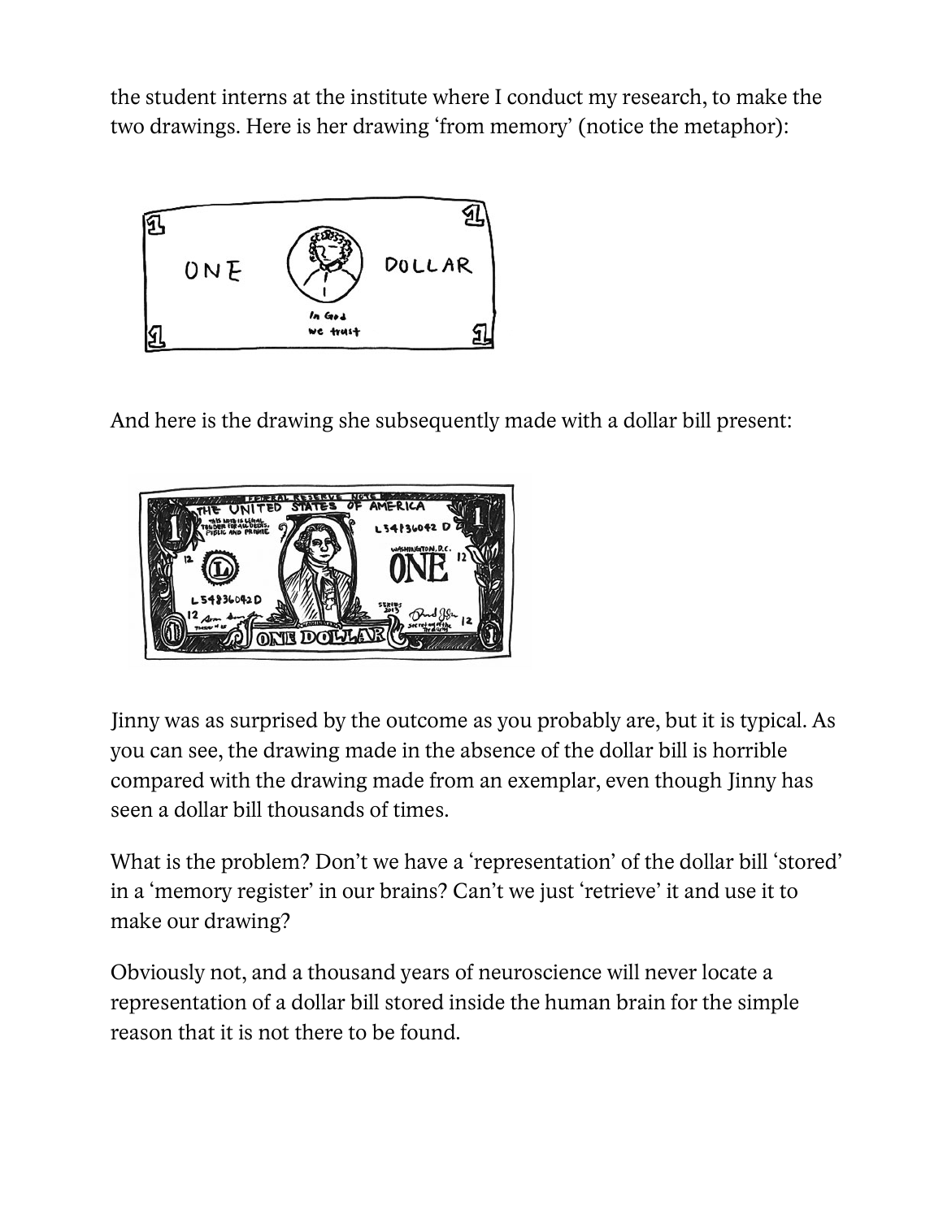the student interns at the institute where I conduct my research, to make the two drawings. Here is her drawing 'from memory' (notice the metaphor):

And here is the drawing she subsequently made with a dollar bill present:

Jinny was as surprised by the outcome as you probably are, but it is typical. As you can see, the drawing made in the absence of the dollar bill is horrible compared with the drawing made from an exemplar, even though Jinny has seen a dollar bill thousands of times.

What is the problem? Don't we have a 'representation' of the dollar bill 'stored' in a 'memory register' in our brains? Can't we just 'retrieve' it and use it to make our drawing?

Obviously not, and a thousand years of neuroscience will never locate a representation of a dollar bill stored inside the human brain for the simple reason that it is not there to be found.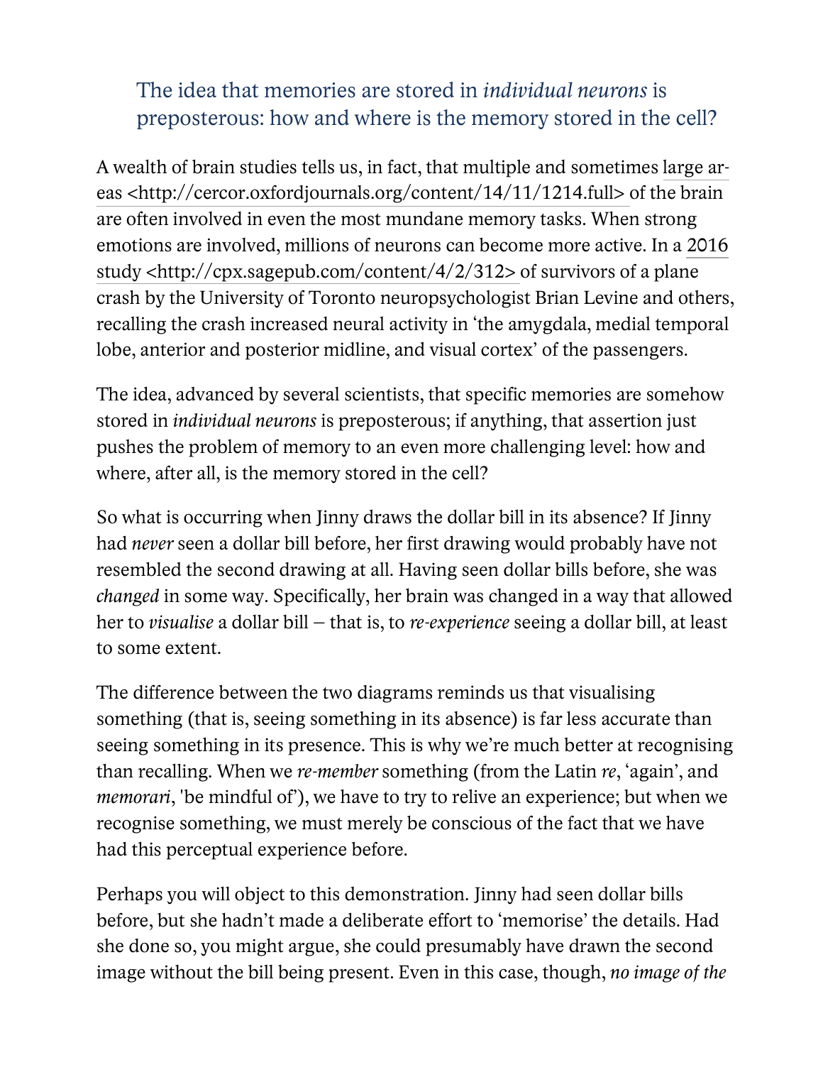> The idea that memories are stored in *individual neurons* is preposterous: how and where is the memory stored in the cell?

A wealth of brain studies tells us, in fact, that multiple and sometimes large areas <http://cercor.oxfordjournals.org/content/14/11/1214.full> of the brain are often involved in even the most mundane memory tasks. When strong emotions are involved, millions of neurons can become more active. In a 2016 study <http://cpx.sagepub.com/content/4/2/312> of survivors of a plane crash by the University of Toronto neuropsychologist Brian Levine and others, recalling the crash increased neural activity in 'the amygdala, medial temporal lobe, anterior and posterior midline, and visual cortex' of the passengers.

The idea, advanced by several scientists, that specific memories are somehow stored in *individual neurons* is preposterous; if anything, that assertion just pushes the problem of memory to an even more challenging level: how and where, after all, is the memory stored in the cell?

So what is occurring when Jinny draws the dollar bill in its absence? If Jinny had *never* seen a dollar bill before, her first drawing would probably have not resembled the second drawing at all. Having seen dollar bills before, she was *changed* in some way. Specifically, her brain was changed in a way that allowed her to *visualise* a dollar bill – that is, to *re-experience* seeing a dollar bill, at least to some extent.

The difference between the two diagrams reminds us that visualising something (that is, seeing something in its absence) is far less accurate than seeing something in its presence. This is why we're much better at recognising than recalling. When we *re-member* something (from the Latin *re*, 'again', and *memorari*, 'be mindful of'), we have to try to relive an experience; but when we recognise something, we must merely be conscious of the fact that we have had this perceptual experience before.

Perhaps you will object to this demonstration. Jinny had seen dollar bills before, but she hadn't made a deliberate effort to 'memorise' the details. Had she done so, you might argue, she could presumably have drawn the second image without the bill being present. Even in this case, though, *no image of the*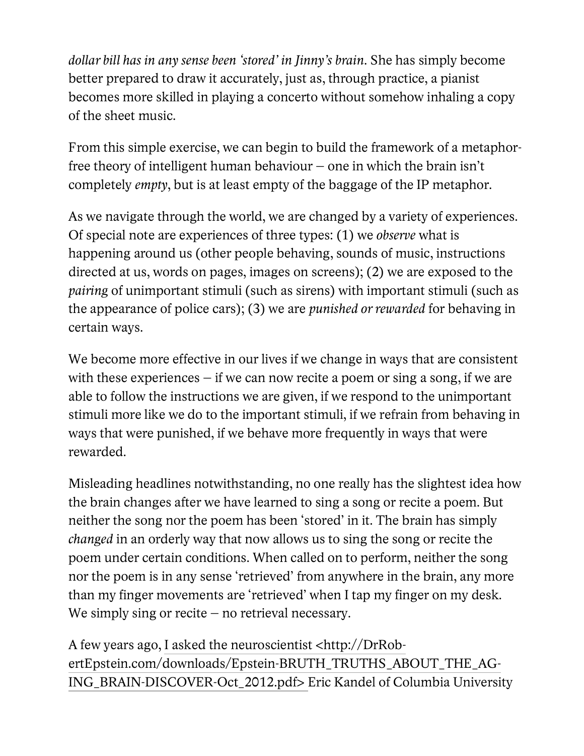*dollar bill has in any sense been 'stored' in Jinny's brain*. She has simply become better prepared to draw it accurately, just as, through practice, a pianist becomes more skilled in playing a concerto without somehow inhaling a copy of the sheet music.

From this simple exercise, we can begin to build the framework of a metaphor-free theory of intelligent human behaviour – one in which the brain isn't completely *empty*, but is at least empty of the baggage of the IP metaphor.

As we navigate through the world, we are changed by a variety of experiences. Of special note are experiences of three types: (1) we *observe* what is happening around us (other people behaving, sounds of music, instructions directed at us, words on pages, images on screens); (2) we are exposed to the *pairing* of unimportant stimuli (such as sirens) with important stimuli (such as the appearance of police cars); (3) we are *punished or rewarded* for behaving in certain ways.

We become more effective in our lives if we change in ways that are consistent with these experiences – if we can now recite a poem or sing a song, if we are able to follow the instructions we are given, if we respond to the unimportant stimuli more like we do to the important stimuli, if we refrain from behaving in ways that were punished, if we behave more frequently in ways that were rewarded.

Misleading headlines notwithstanding, no one really has the slightest idea how the brain changes after we have learned to sing a song or recite a poem. But neither the song nor the poem has been 'stored' in it. The brain has simply *changed* in an orderly way that now allows us to sing the song or recite the poem under certain conditions. When called on to perform, neither the song nor the poem is in any sense 'retrieved' from anywhere in the brain, any more than my finger movements are 'retrieved' when I tap my finger on my desk. We simply sing or recite – no retrieval necessary.

A few years ago, I asked the neuroscientist <http://DrRobertEpstein.com/downloads/Epstein-BRUTH_TRUTHS_ABOUT_THE_AGING_BRAIN-DISCOVER-Oct_2012.pdf> Eric Kandel of Columbia University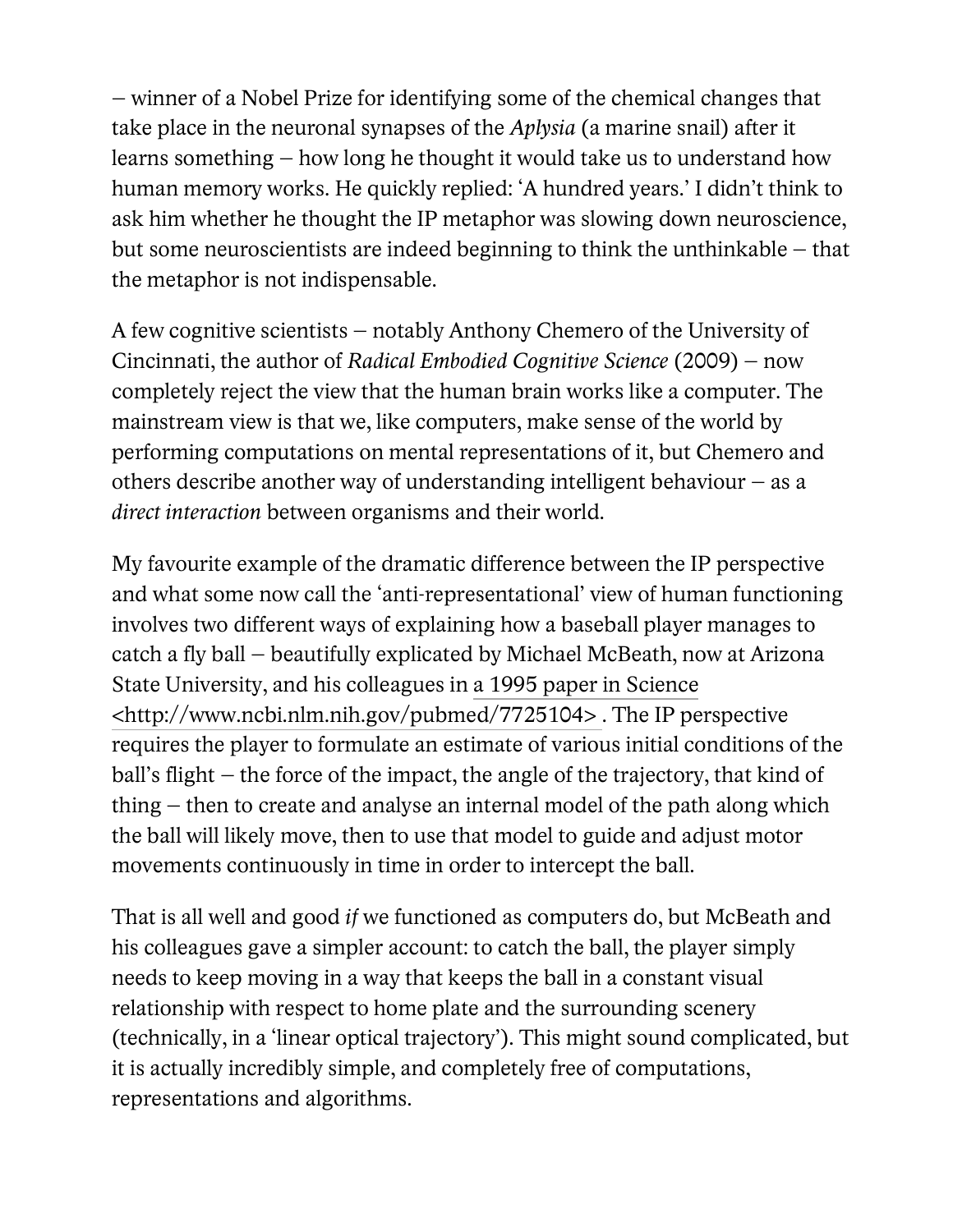– winner of a Nobel Prize for identifying some of the chemical changes that take place in the neuronal synapses of the *Aplysia* (a marine snail) after it learns something – how long he thought it would take us to understand how human memory works. He quickly replied: 'A hundred years.' I didn't think to ask him whether he thought the IP metaphor was slowing down neuroscience, but some neuroscientists are indeed beginning to think the unthinkable – that the metaphor is not indispensable.

A few cognitive scientists – notably Anthony Chemero of the University of Cincinnati, the author of *Radical Embodied Cognitive Science* (2009) – now completely reject the view that the human brain works like a computer. The mainstream view is that we, like computers, make sense of the world by performing computations on mental representations of it, but Chemero and others describe another way of understanding intelligent behaviour – as a *direct interaction* between organisms and their world.

My favourite example of the dramatic difference between the IP perspective and what some now call the 'anti-representational' view of human functioning involves two different ways of explaining how a baseball player manages to catch a fly ball – beautifully explicated by Michael McBeath, now at Arizona State University, and his colleagues in a 1995 paper in Science <http://www.ncbi.nlm.nih.gov/pubmed/7725104> . The IP perspective requires the player to formulate an estimate of various initial conditions of the ball's flight – the force of the impact, the angle of the trajectory, that kind of thing – then to create and analyse an internal model of the path along which the ball will likely move, then to use that model to guide and adjust motor movements continuously in time in order to intercept the ball.

That is all well and good *if* we functioned as computers do, but McBeath and his colleagues gave a simpler account: to catch the ball, the player simply needs to keep moving in a way that keeps the ball in a constant visual relationship with respect to home plate and the surrounding scenery (technically, in a 'linear optical trajectory'). This might sound complicated, but it is actually incredibly simple, and completely free of computations, representations and algorithms.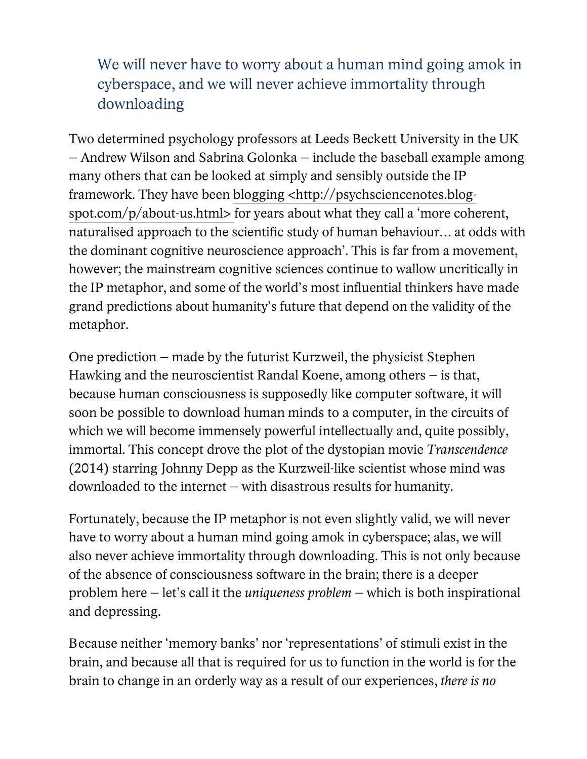> We will never have to worry about a human mind going amok in cyberspace, and we will never achieve immortality through downloading

Two determined psychology professors at Leeds Beckett University in the UK – Andrew Wilson and Sabrina Golonka – include the baseball example among many others that can be looked at simply and sensibly outside the IP framework. They have been blogging <http://psychsciencenotes.blogspot.com/p/about-us.html> for years about what they call a 'more coherent, naturalised approach to the scientific study of human behaviour… at odds with the dominant cognitive neuroscience approach'. This is far from a movement, however; the mainstream cognitive sciences continue to wallow uncritically in the IP metaphor, and some of the world's most influential thinkers have made grand predictions about humanity's future that depend on the validity of the metaphor.

One prediction – made by the futurist Kurzweil, the physicist Stephen Hawking and the neuroscientist Randal Koene, among others – is that, because human consciousness is supposedly like computer software, it will soon be possible to download human minds to a computer, in the circuits of which we will become immensely powerful intellectually and, quite possibly, immortal. This concept drove the plot of the dystopian movie *Transcendence* (2014) starring Johnny Depp as the Kurzweil-like scientist whose mind was downloaded to the internet – with disastrous results for humanity.

Fortunately, because the IP metaphor is not even slightly valid, we will never have to worry about a human mind going amok in cyberspace; alas, we will also never achieve immortality through downloading. This is not only because of the absence of consciousness software in the brain; there is a deeper problem here – let's call it the *uniqueness problem* – which is both inspirational and depressing.

Because neither 'memory banks' nor 'representations' of stimuli exist in the brain, and because all that is required for us to function in the world is for the brain to change in an orderly way as a result of our experiences, *there is no*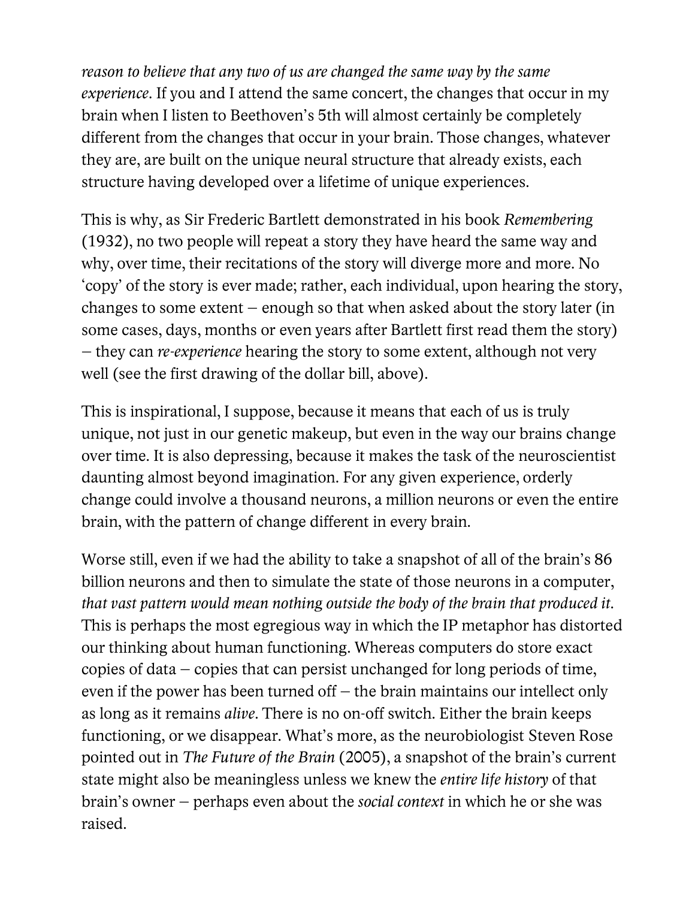*reason to believe that any two of us are changed the same way by the same experience*. If you and I attend the same concert, the changes that occur in my brain when I listen to Beethoven's 5th will almost certainly be completely different from the changes that occur in your brain. Those changes, whatever they are, are built on the unique neural structure that already exists, each structure having developed over a lifetime of unique experiences.

This is why, as Sir Frederic Bartlett demonstrated in his book *Remembering* (1932), no two people will repeat a story they have heard the same way and why, over time, their recitations of the story will diverge more and more. No 'copy' of the story is ever made; rather, each individual, upon hearing the story, changes to some extent – enough so that when asked about the story later (in some cases, days, months or even years after Bartlett first read them the story) – they can *re-experience* hearing the story to some extent, although not very well (see the first drawing of the dollar bill, above).

This is inspirational, I suppose, because it means that each of us is truly unique, not just in our genetic makeup, but even in the way our brains change over time. It is also depressing, because it makes the task of the neuroscientist daunting almost beyond imagination. For any given experience, orderly change could involve a thousand neurons, a million neurons or even the entire brain, with the pattern of change different in every brain.

Worse still, even if we had the ability to take a snapshot of all of the brain's 86 billion neurons and then to simulate the state of those neurons in a computer, *that vast pattern would mean nothing outside the body of the brain that produced it*. This is perhaps the most egregious way in which the IP metaphor has distorted our thinking about human functioning. Whereas computers do store exact copies of data – copies that can persist unchanged for long periods of time, even if the power has been turned off – the brain maintains our intellect only as long as it remains *alive*. There is no on-off switch. Either the brain keeps functioning, or we disappear. What's more, as the neurobiologist Steven Rose pointed out in *The Future of the Brain* (2005), a snapshot of the brain's current state might also be meaningless unless we knew the *entire life history* of that brain's owner – perhaps even about the *social context* in which he or she was raised.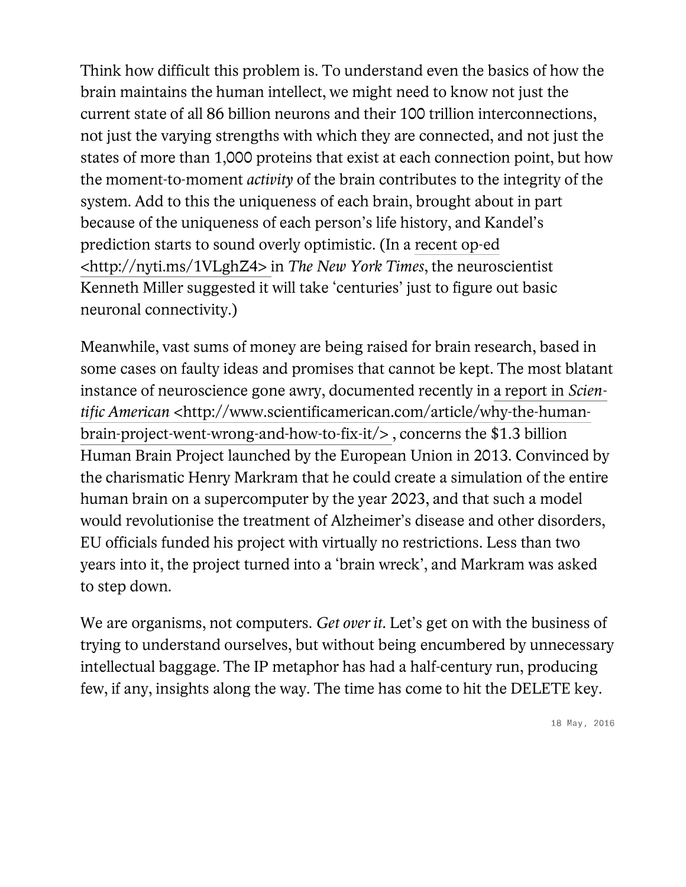Think how difficult this problem is. To understand even the basics of how the brain maintains the human intellect, we might need to know not just the current state of all 86 billion neurons and their 100 trillion interconnections, not just the varying strengths with which they are connected, and not just the states of more than 1,000 proteins that exist at each connection point, but how the moment-to-moment *activity* of the brain contributes to the integrity of the system. Add to this the uniqueness of each brain, brought about in part because of the uniqueness of each person's life history, and Kandel's prediction starts to sound overly optimistic. (In a recent op-ed <http://nyti.ms/1VLghZ4> in *The New York Times*, the neuroscientist Kenneth Miller suggested it will take 'centuries' just to figure out basic neuronal connectivity.)

Meanwhile, vast sums of money are being raised for brain research, based in some cases on faulty ideas and promises that cannot be kept. The most blatant instance of neuroscience gone awry, documented recently in a report in *Scientific American* <http://www.scientificamerican.com/article/why-the-human-brain-project-went-wrong-and-how-to-fix-it/>, concerns the $1.3 billion Human Brain Project launched by the European Union in 2013. Convinced by the charismatic Henry Markram that he could create a simulation of the entire human brain on a supercomputer by the year 2023, and that such a model would revolutionise the treatment of Alzheimer's disease and other disorders, EU officials funded his project with virtually no restrictions. Less than two years into it, the project turned into a 'brain wreck', and Markram was asked to step down.

We are organisms, not computers. *Get over it.* Let's get on with the business of trying to understand ourselves, but without being encumbered by unnecessary intellectual baggage. The IP metaphor has had a half-century run, producing few, if any, insights along the way. The time has come to hit the DELETE key.

18 May, 2016